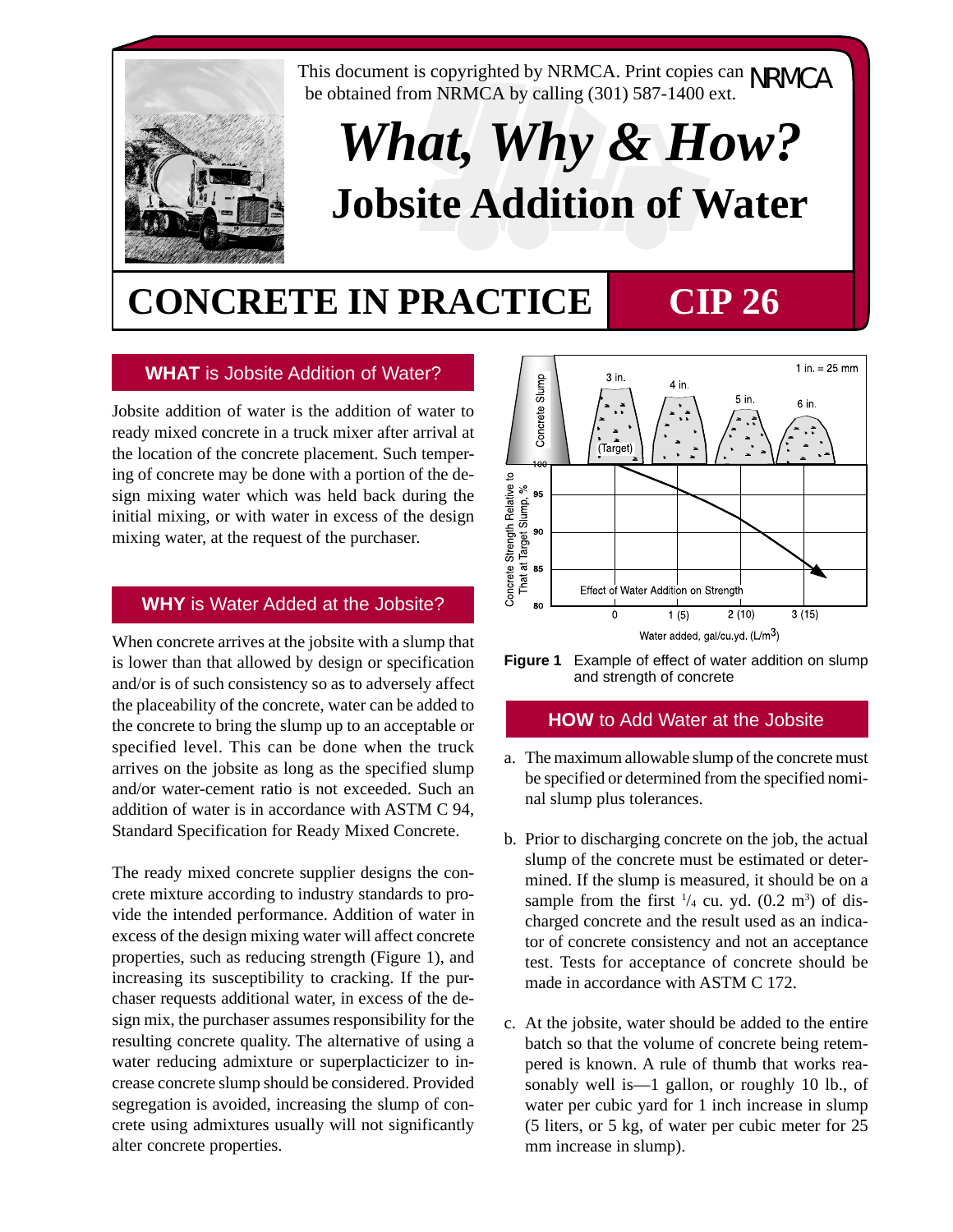This document is copyrighted by NRMCA. Print copies can be obtained from NRMCA by calling (301) 587-1400 ext.

NRMCA

# *What, Why & How?*
# Jobsite Addition of Water

## CONCRETE IN PRACTICE — CIP 26

### WHAT is Jobsite Addition of Water?

Jobsite addition of water is the addition of water to ready mixed concrete in a truck mixer after arrival at the location of the concrete placement. Such tempering of concrete may be done with a portion of the design mixing water which was held back during the initial mixing, or with water in excess of the design mixing water, at the request of the purchaser.

### WHY is Water Added at the Jobsite?

When concrete arrives at the jobsite with a slump that is lower than that allowed by design or specification and/or is of such consistency so as to adversely affect the placeability of the concrete, water can be added to the concrete to bring the slump up to an acceptable or specified level. This can be done when the truck arrives on the jobsite as long as the specified slump and/or water-cement ratio is not exceeded. Such an addition of water is in accordance with ASTM C 94, Standard Specification for Ready Mixed Concrete.

The ready mixed concrete supplier designs the concrete mixture according to industry standards to provide the intended performance. Addition of water in excess of the design mixing water will affect concrete properties, such as reducing strength (Figure 1), and increasing its susceptibility to cracking. If the purchaser requests additional water, in excess of the design mix, the purchaser assumes responsibility for the resulting concrete quality. The alternative of using a water reducing admixture or superplacticizer to increase concrete slump should be considered. Provided segregation is avoided, increasing the slump of concrete using admixtures usually will not significantly alter concrete properties.

**Figure 1** Example of effect of water addition on slump and strength of concrete

### HOW to Add Water at the Jobsite

a. The maximum allowable slump of the concrete must be specified or determined from the specified nominal slump plus tolerances.

b. Prior to discharging concrete on the job, the actual slump of the concrete must be estimated or determined. If the slump is measured, it should be on a sample from the first $^{1}/_{4}$ cu. yd. (0.2 m$^3$) of discharged concrete and the result used as an indicator of concrete consistency and not an acceptance test. Tests for acceptance of concrete should be made in accordance with ASTM C 172.

c. At the jobsite, water should be added to the entire batch so that the volume of concrete being retempered is known. A rule of thumb that works reasonably well is—1 gallon, or roughly 10 lb., of water per cubic yard for 1 inch increase in slump (5 liters, or 5 kg, of water per cubic meter for 25 mm increase in slump).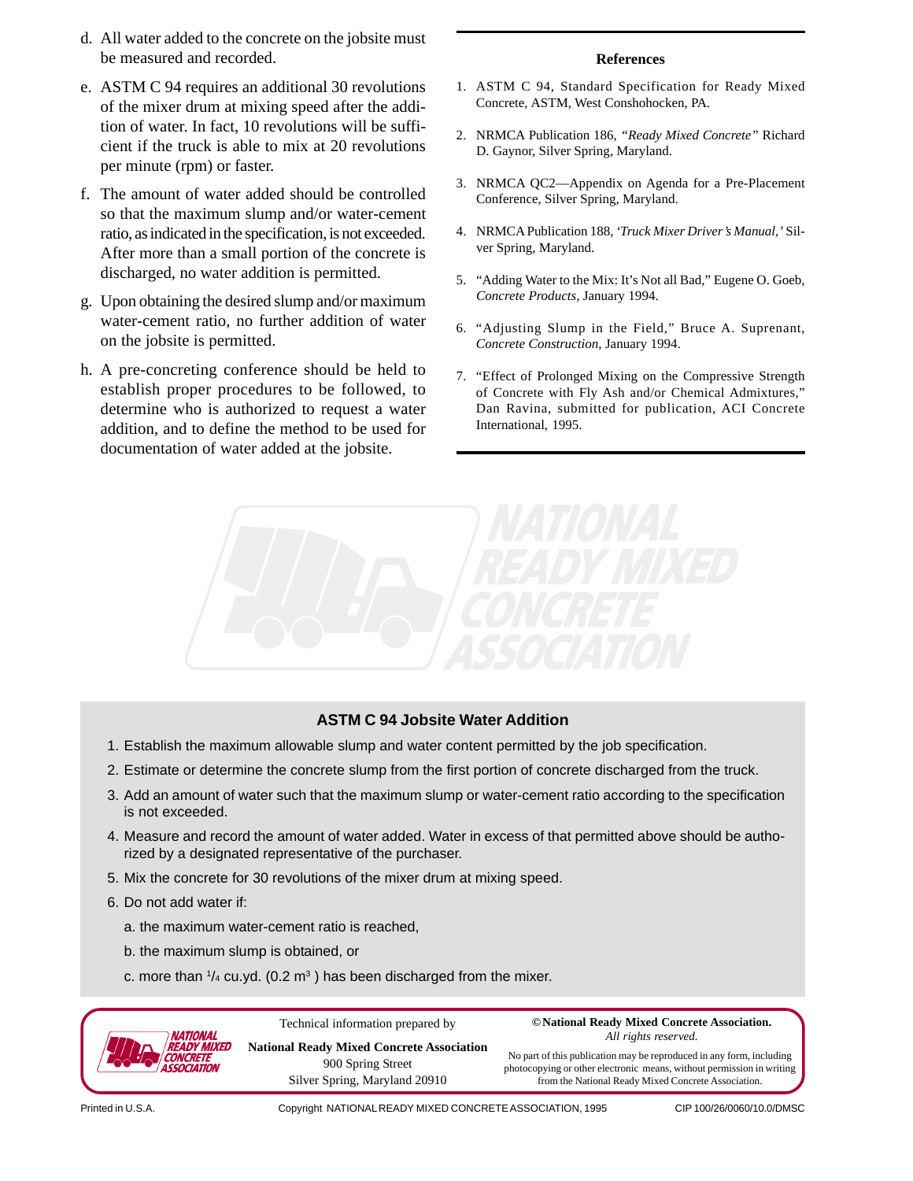d. All water added to the concrete on the jobsite must be measured and recorded.

e. ASTM C 94 requires an additional 30 revolutions of the mixer drum at mixing speed after the addition of water. In fact, 10 revolutions will be sufficient if the truck is able to mix at 20 revolutions per minute (rpm) or faster.

f. The amount of water added should be controlled so that the maximum slump and/or water-cement ratio, as indicated in the specification, is not exceeded. After more than a small portion of the concrete is discharged, no water addition is permitted.

g. Upon obtaining the desired slump and/or maximum water-cement ratio, no further addition of water on the jobsite is permitted.

h. A pre-concreting conference should be held to establish proper procedures to be followed, to determine who is authorized to request a water addition, and to define the method to be used for documentation of water added at the jobsite.

**References**

1. ASTM C 94, Standard Specification for Ready Mixed Concrete, ASTM, West Conshohocken, PA.
2. NRMCA Publication 186, *"Ready Mixed Concrete"* Richard D. Gaynor, Silver Spring, Maryland.
3. NRMCA QC2—Appendix on Agenda for a Pre-Placement Conference, Silver Spring, Maryland.
4. NRMCA Publication 188, *'Truck Mixer Driver's Manual,'* Silver Spring, Maryland.
5. "Adding Water to the Mix: It's Not all Bad," Eugene O. Goeb, *Concrete Products,* January 1994.
6. "Adjusting Slump in the Field," Bruce A. Suprenant, *Concrete Construction,* January 1994.
7. "Effect of Prolonged Mixing on the Compressive Strength of Concrete with Fly Ash and/or Chemical Admixtures," Dan Ravina, submitted for publication, ACI Concrete International, 1995.

## ASTM C 94 Jobsite Water Addition

1. Establish the maximum allowable slump and water content permitted by the job specification.
2. Estimate or determine the concrete slump from the first portion of concrete discharged from the truck.
3. Add an amount of water such that the maximum slump or water-cement ratio according to the specification is not exceeded.
4. Measure and record the amount of water added. Water in excess of that permitted above should be authorized by a designated representative of the purchaser.
5. Mix the concrete for 30 revolutions of the mixer drum at mixing speed.
6. Do not add water if:
   a. the maximum water-cement ratio is reached,
   b. the maximum slump is obtained, or
   c. more than 1/4 cu.yd. (0.2 $m^3$) has been discharged from the mixer.

Technical information prepared by

**National Ready Mixed Concrete Association**
900 Spring Street
Silver Spring, Maryland 20910

**©National Ready Mixed Concrete Association.**
*All rights reserved.*

No part of this publication may be reproduced in any form, including photocopying or other electronic means, without permission in writing from the National Ready Mixed Concrete Association.

Printed in U.S.A. Copyright NATIONAL READY MIXED CONCRETE ASSOCIATION, 1995 CIP 100/26/0060/10.0/DMSC